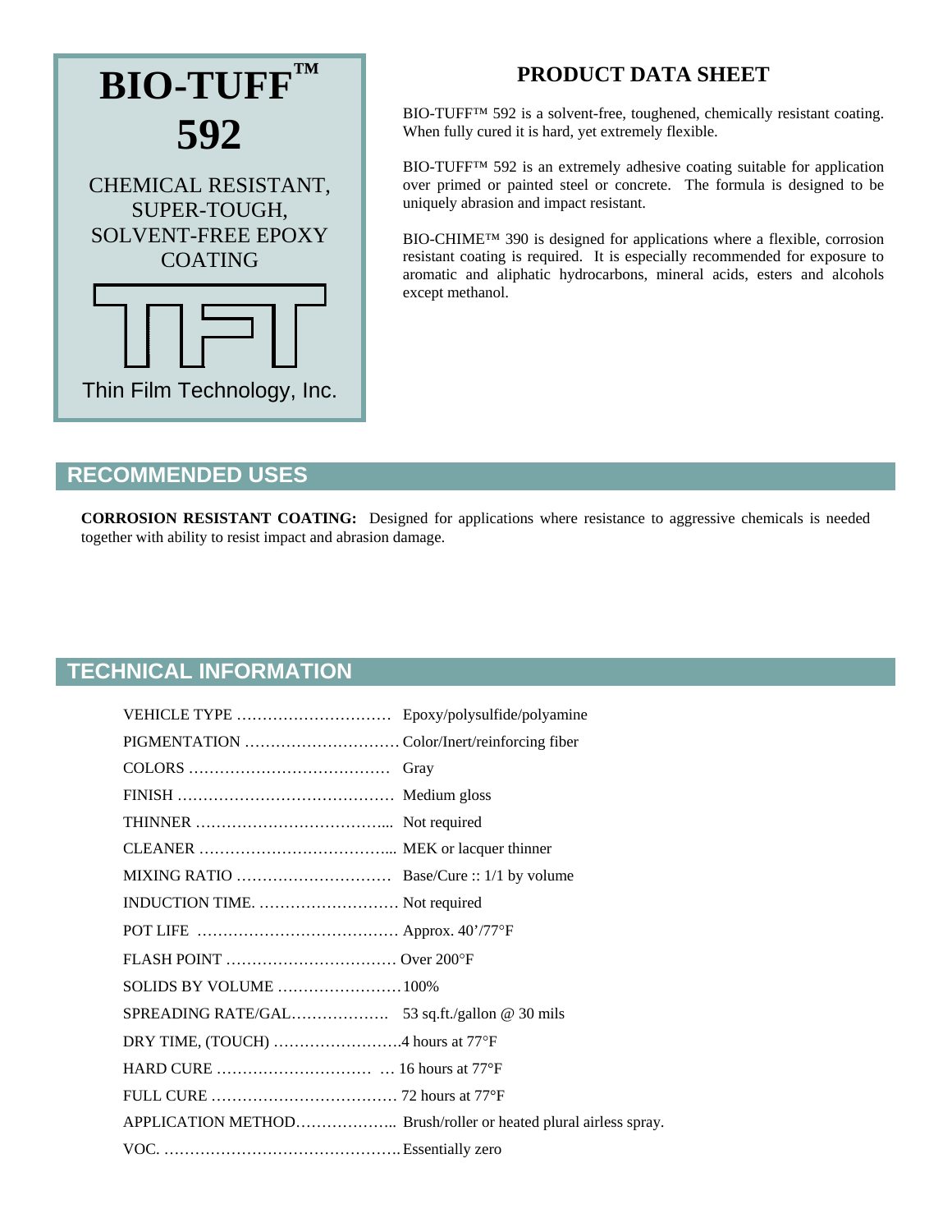# BIO-TUFF™ 592

CHEMICAL RESISTANT, SUPER-TOUGH, SOLVENT-FREE EPOXY COATING

TFT

Thin Film Technology, Inc.

## PRODUCT DATA SHEET

BIO-TUFF™ 592 is a solvent-free, toughened, chemically resistant coating. When fully cured it is hard, yet extremely flexible.

BIO-TUFF™ 592 is an extremely adhesive coating suitable for application over primed or painted steel or concrete. The formula is designed to be uniquely abrasion and impact resistant.

BIO-CHIME™ 390 is designed for applications where a flexible, corrosion resistant coating is required. It is especially recommended for exposure to aromatic and aliphatic hydrocarbons, mineral acids, esters and alcohols except methanol.

## RECOMMENDED USES

**CORROSION RESISTANT COATING:** Designed for applications where resistance to aggressive chemicals is needed together with ability to resist impact and abrasion damage.

## TECHNICAL INFORMATION

| | |
|---|---|
| VEHICLE TYPE | Epoxy/polysulfide/polyamine |
| PIGMENTATION | Color/Inert/reinforcing fiber |
| COLORS | Gray |
| FINISH | Medium gloss |
| THINNER | Not required |
| CLEANER | MEK or lacquer thinner |
| MIXING RATIO | Base/Cure :: 1/1 by volume |
| INDUCTION TIME. | Not required |
| POT LIFE | Approx. 40'/77°F |
| FLASH POINT | Over 200°F |
| SOLIDS BY VOLUME | 100% |
| SPREADING RATE/GAL. | 53 sq.ft./gallon @ 30 mils |
| DRY TIME, (TOUCH) | 4 hours at 77°F |
| HARD CURE | 16 hours at 77°F |
| FULL CURE | 72 hours at 77°F |
| APPLICATION METHOD | Brush/roller or heated plural airless spray. |
| VOC. | Essentially zero |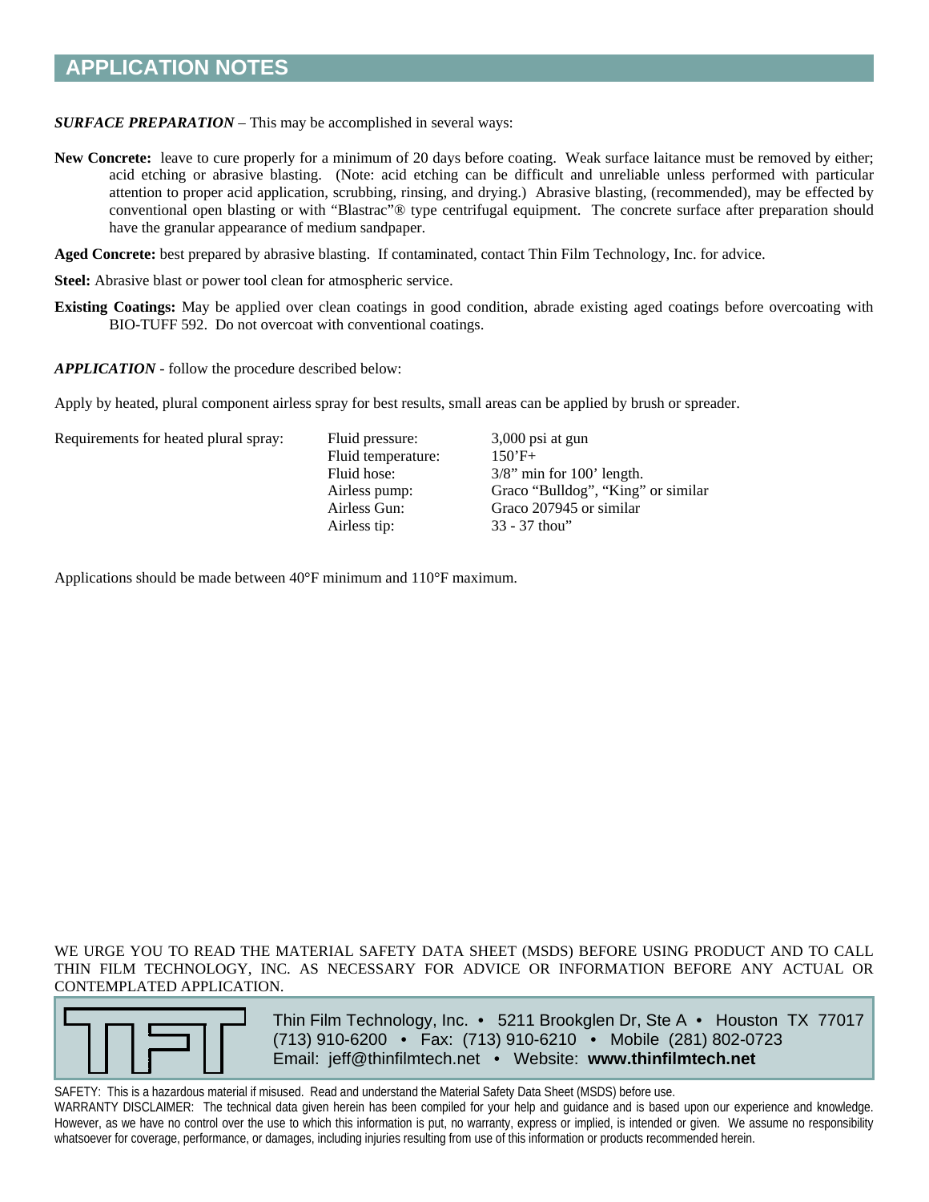## APPLICATION NOTES

***SURFACE PREPARATION*** – This may be accomplished in several ways:

**New Concrete:** leave to cure properly for a minimum of 20 days before coating. Weak surface laitance must be removed by either; acid etching or abrasive blasting. (Note: acid etching can be difficult and unreliable unless performed with particular attention to proper acid application, scrubbing, rinsing, and drying.) Abrasive blasting, (recommended), may be effected by conventional open blasting or with "Blastrac"® type centrifugal equipment. The concrete surface after preparation should have the granular appearance of medium sandpaper.

**Aged Concrete:** best prepared by abrasive blasting. If contaminated, contact Thin Film Technology, Inc. for advice.

**Steel:** Abrasive blast or power tool clean for atmospheric service.

**Existing Coatings:** May be applied over clean coatings in good condition, abrade existing aged coatings before overcoating with BIO-TUFF 592. Do not overcoat with conventional coatings.

***APPLICATION*** - follow the procedure described below:

Apply by heated, plural component airless spray for best results, small areas can be applied by brush or spreader.

| | | |
|---|---|---|
| Requirements for heated plural spray: | Fluid pressure: | 3,000 psi at gun |
| | Fluid temperature: | 150'F+ |
| | Fluid hose: | 3/8" min for 100' length. |
| | Airless pump: | Graco "Bulldog", "King" or similar |
| | Airless Gun: | Graco 207945 or similar |
| | Airless tip: | 33 - 37 thou" |

Applications should be made between 40°F minimum and 110°F maximum.

WE URGE YOU TO READ THE MATERIAL SAFETY DATA SHEET (MSDS) BEFORE USING PRODUCT AND TO CALL THIN FILM TECHNOLOGY, INC. AS NECESSARY FOR ADVICE OR INFORMATION BEFORE ANY ACTUAL OR CONTEMPLATED APPLICATION.

Thin Film Technology, Inc. • 5211 Brookglen Dr, Ste A • Houston TX 77017
(713) 910-6200 • Fax: (713) 910-6210 • Mobile (281) 802-0723
Email: jeff@thinfilmtech.net • Website: **www.thinfilmtech.net**

SAFETY: This is a hazardous material if misused. Read and understand the Material Safety Data Sheet (MSDS) before use.
WARRANTY DISCLAIMER: The technical data given herein has been compiled for your help and guidance and is based upon our experience and knowledge. However, as we have no control over the use to which this information is put, no warranty, express or implied, is intended or given. We assume no responsibility whatsoever for coverage, performance, or damages, including injuries resulting from use of this information or products recommended herein.